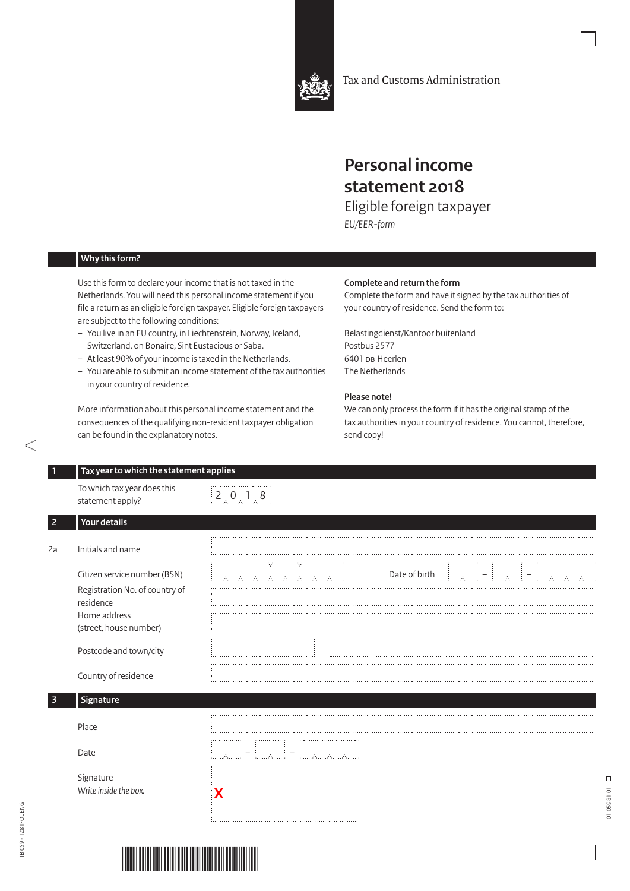Tax and Customs Administration

# Personal income statement 2018

## Eligible foreign taxpayer

*EU/EER-form*

## Why this form?

Use this form to declare your income that is not taxed in the Netherlands. You will need this personal income statement if you file a return as an eligible foreign taxpayer. Eligible foreign taxpayers are subject to the following conditions:

- You live in an EU country, in Liechtenstein, Norway, Iceland, Switzerland, on Bonaire, Sint Eustacious or Saba.
- At least 90% of your income is taxed in the Netherlands.
- You are able to submit an income statement of the tax authorities in your country of residence.

More information about this personal income statement and the consequences of the qualifying non-resident taxpayer obligation can be found in the explanatory notes.

**Complete and return the form**

Complete the form and have it signed by the tax authorities of your country of residence. Send the form to:

Belastingdienst/Kantoor buitenland
Postbus 2577
6401 DB Heerlen
The Netherlands

**Please note!**

We can only process the form if it has the original stamp of the tax authorities in your country of residence. You cannot, therefore, send copy!

## 1 Tax year to which the statement applies

To which tax year does this statement apply? 2018

## 2 Your details

2a Initials and name

Citizen service number (BSN)

Date of birth \_\_ – \_\_ – \_\_\_\_

Registration No. of country of residence

Home address (street, house number)

Postcode and town/city

Country of residence

## 3 Signature

Place

Date \_\_ – \_\_ – \_\_\_\_

Signature
*Write inside the box.*

X

IB 059 - 1Z8 1FOL ENG

01 059 81 01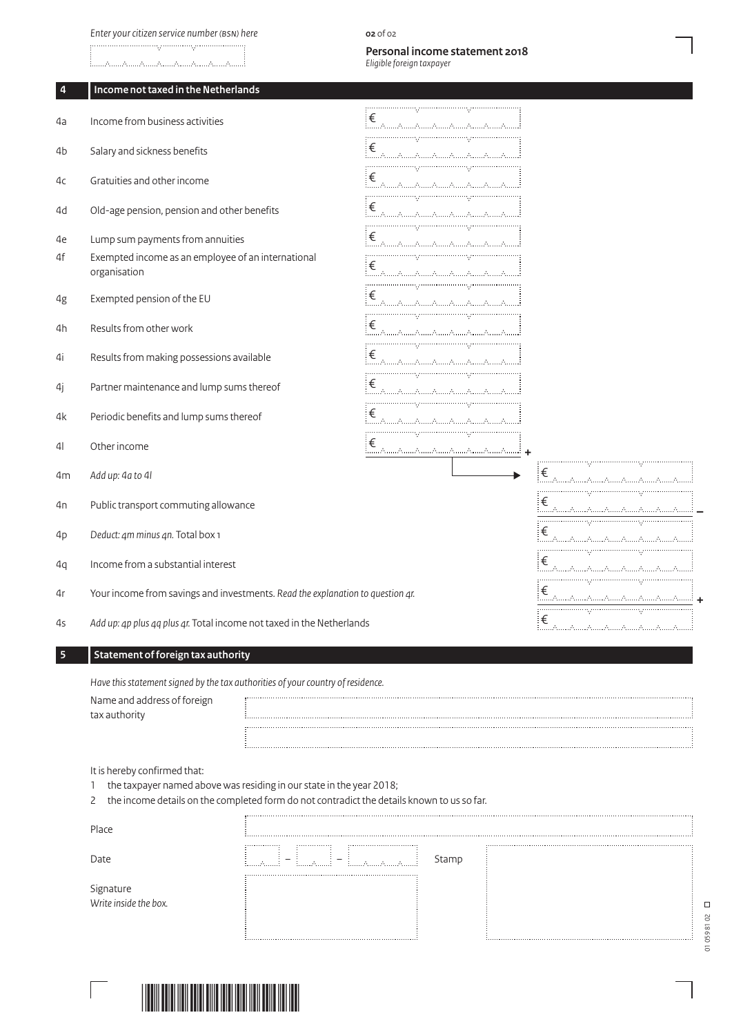Enter your citizen service number (BSN) here

## Personal income statement 2018

*Eligible foreign taxpayer*

## 4 Income not taxed in the Netherlands

| | | | |
|---|---|---|---|
| 4a | Income from business activities | € | |
| 4b | Salary and sickness benefits | € | |
| 4c | Gratuities and other income | € | |
| 4d | Old-age pension, pension and other benefits | € | |
| 4e | Lump sum payments from annuities | € | |
| 4f | Exempted income as an employee of an international organisation | € | |
| 4g | Exempted pension of the EU | € | |
| 4h | Results from other work | € | |
| 4i | Results from making possessions available | € | |
| 4j | Partner maintenance and lump sums thereof | € | |
| 4k | Periodic benefits and lump sums thereof | € | |
| 4l | Other income | € + | |
| 4m | *Add up: 4a to 4l* | | € |
| 4n | Public transport commuting allowance | | € – |
| 4p | *Deduct: 4m minus 4n.* Total box 1 | | € |
| 4q | Income from a substantial interest | | € |
| 4r | Your income from savings and investments. *Read the explanation to question 4r.* | | € + |
| 4s | *Add up: 4p plus 4q plus 4r.* Total income not taxed in the Netherlands | | € |

## 5 Statement of foreign tax authority

*Have this statement signed by the tax authorities of your country of residence.*

Name and address of foreign tax authority

It is hereby confirmed that:

1. the taxpayer named above was residing in our state in the year 2018;
2. the income details on the completed form do not contradict the details known to us so far.

Place

Date – –

Stamp

Signature
*Write inside the box.*